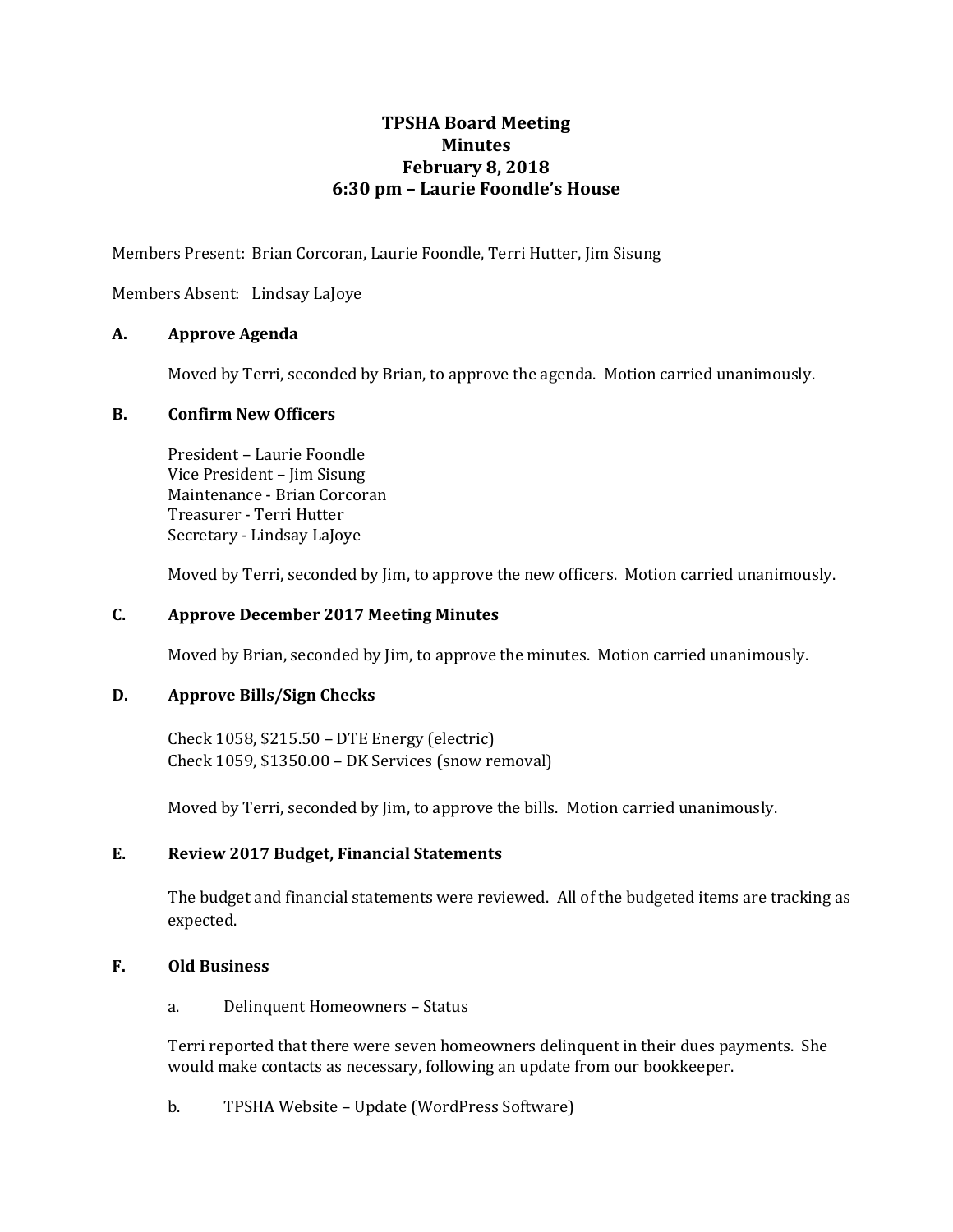# TPSHA Board Meeting
## Minutes
## February 8, 2018
## 6:30 pm – Laurie Foondle's House

Members Present: Brian Corcoran, Laurie Foondle, Terri Hutter, Jim Sisung

Members Absent: Lindsay LaJoye

### A. Approve Agenda

Moved by Terri, seconded by Brian, to approve the agenda. Motion carried unanimously.

### B. Confirm New Officers

President – Laurie Foondle
Vice President – Jim Sisung
Maintenance - Brian Corcoran
Treasurer - Terri Hutter
Secretary - Lindsay LaJoye

Moved by Terri, seconded by Jim, to approve the new officers. Motion carried unanimously.

### C. Approve December 2017 Meeting Minutes

Moved by Brian, seconded by Jim, to approve the minutes. Motion carried unanimously.

### D. Approve Bills/Sign Checks

Check 1058, $215.50 – DTE Energy (electric)
Check 1059, $1350.00 – DK Services (snow removal)

Moved by Terri, seconded by Jim, to approve the bills. Motion carried unanimously.

### E. Review 2017 Budget, Financial Statements

The budget and financial statements were reviewed. All of the budgeted items are tracking as expected.

### F. Old Business

a. Delinquent Homeowners – Status

Terri reported that there were seven homeowners delinquent in their dues payments. She would make contacts as necessary, following an update from our bookkeeper.

b. TPSHA Website – Update (WordPress Software)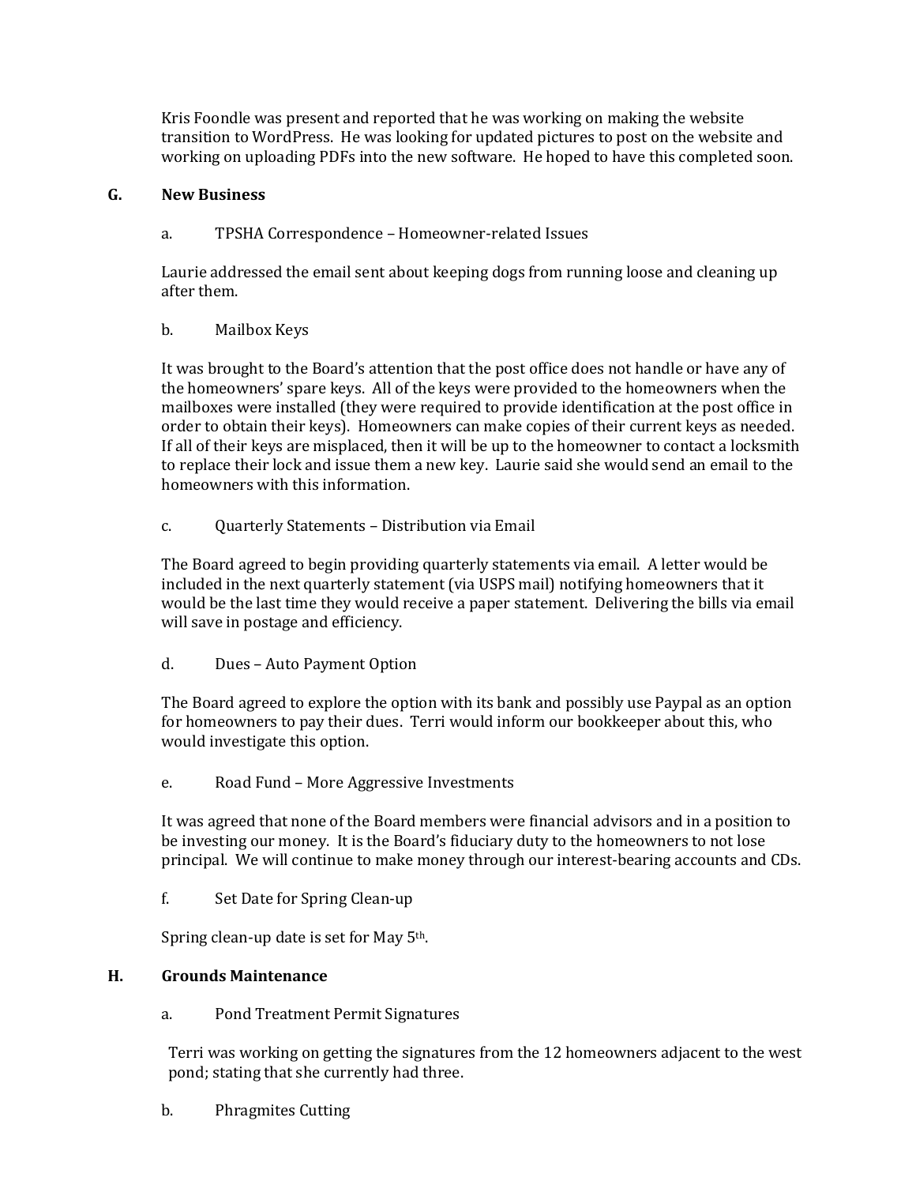Kris Foondle was present and reported that he was working on making the website transition to WordPress. He was looking for updated pictures to post on the website and working on uploading PDFs into the new software. He hoped to have this completed soon.

## G. New Business

a. TPSHA Correspondence – Homeowner-related Issues

Laurie addressed the email sent about keeping dogs from running loose and cleaning up after them.

b. Mailbox Keys

It was brought to the Board's attention that the post office does not handle or have any of the homeowners' spare keys. All of the keys were provided to the homeowners when the mailboxes were installed (they were required to provide identification at the post office in order to obtain their keys). Homeowners can make copies of their current keys as needed. If all of their keys are misplaced, then it will be up to the homeowner to contact a locksmith to replace their lock and issue them a new key. Laurie said she would send an email to the homeowners with this information.

c. Quarterly Statements – Distribution via Email

The Board agreed to begin providing quarterly statements via email. A letter would be included in the next quarterly statement (via USPS mail) notifying homeowners that it would be the last time they would receive a paper statement. Delivering the bills via email will save in postage and efficiency.

d. Dues – Auto Payment Option

The Board agreed to explore the option with its bank and possibly use Paypal as an option for homeowners to pay their dues. Terri would inform our bookkeeper about this, who would investigate this option.

e. Road Fund – More Aggressive Investments

It was agreed that none of the Board members were financial advisors and in a position to be investing our money. It is the Board's fiduciary duty to the homeowners to not lose principal. We will continue to make money through our interest-bearing accounts and CDs.

f. Set Date for Spring Clean-up

Spring clean-up date is set for May 5th.

## H. Grounds Maintenance

a. Pond Treatment Permit Signatures

Terri was working on getting the signatures from the 12 homeowners adjacent to the west pond; stating that she currently had three.

b. Phragmites Cutting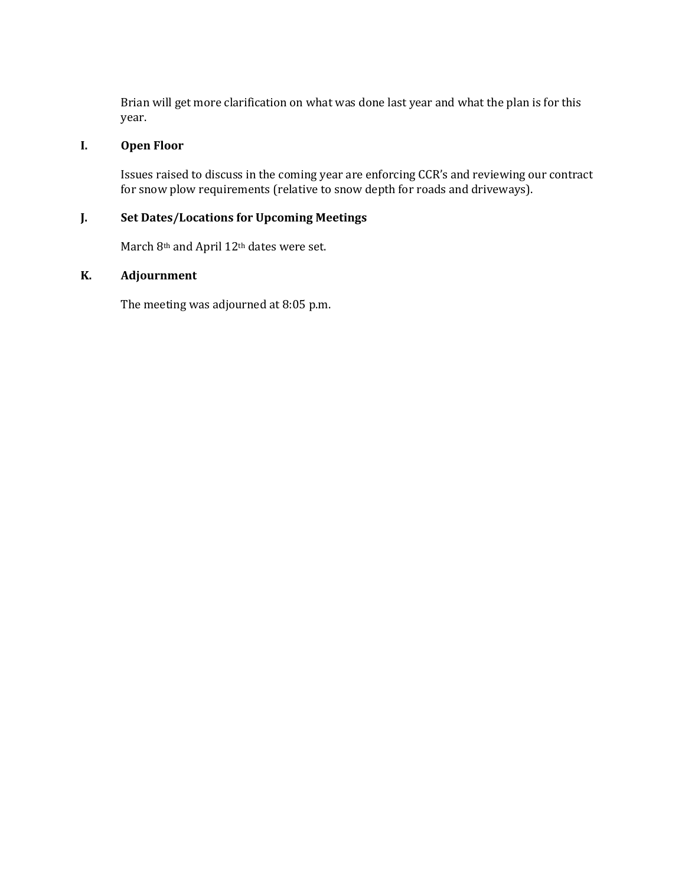Brian will get more clarification on what was done last year and what the plan is for this year.

## I. Open Floor

Issues raised to discuss in the coming year are enforcing CCR's and reviewing our contract for snow plow requirements (relative to snow depth for roads and driveways).

## J. Set Dates/Locations for Upcoming Meetings

March 8th and April 12th dates were set.

## K. Adjournment

The meeting was adjourned at 8:05 p.m.